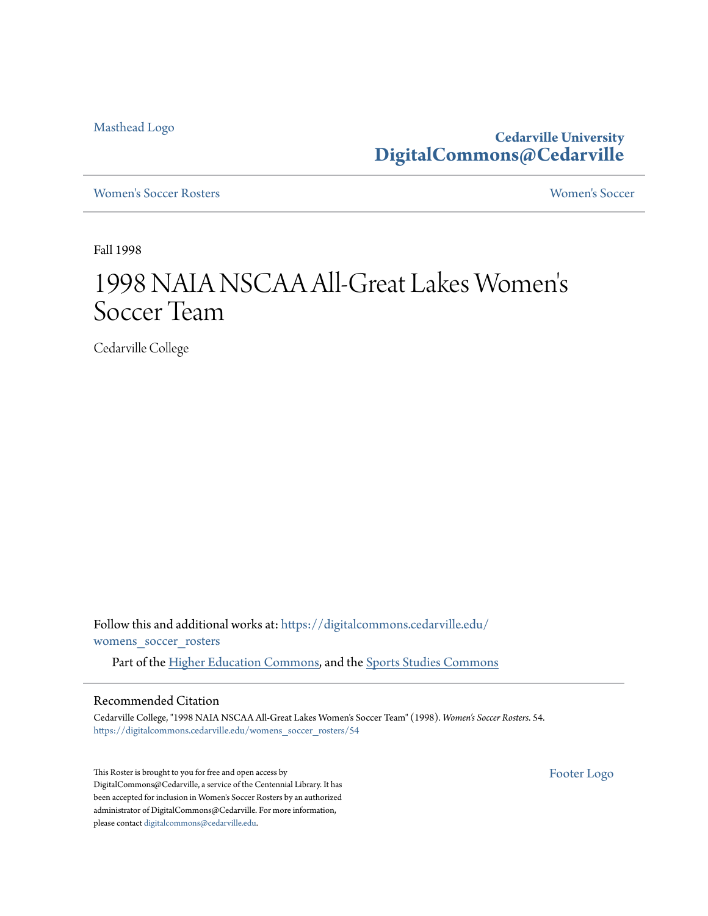Masthead Logo

**Cedarville University**
**DigitalCommons@Cedarville**

Women's Soccer Rosters | Women's Soccer

Fall 1998

# 1998 NAIA NSCAA All-Great Lakes Women's Soccer Team

Cedarville College

Follow this and additional works at: https://digitalcommons.cedarville.edu/womens_soccer_rosters

Part of the Higher Education Commons, and the Sports Studies Commons

## Recommended Citation

Cedarville College, "1998 NAIA NSCAA All-Great Lakes Women's Soccer Team" (1998). *Women's Soccer Rosters*. 54.
https://digitalcommons.cedarville.edu/womens_soccer_rosters/54

This Roster is brought to you for free and open access by DigitalCommons@Cedarville, a service of the Centennial Library. It has been accepted for inclusion in Women's Soccer Rosters by an authorized administrator of DigitalCommons@Cedarville. For more information, please contact digitalcommons@cedarville.edu.

Footer Logo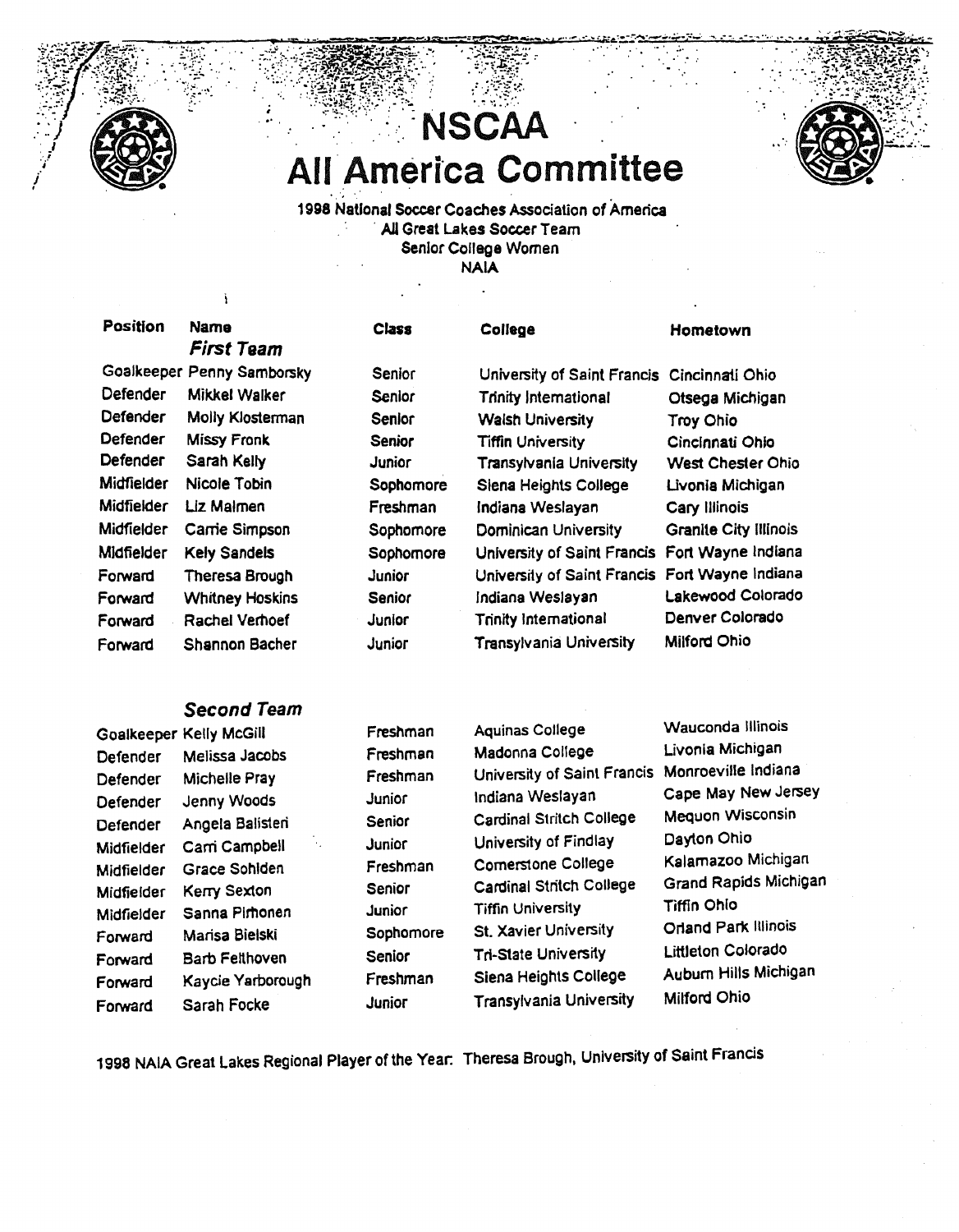# NSCAA
# All America Committee

**1998 National Soccer Coaches Association of America**
**All Great Lakes Soccer Team**
**Senior College Women**
**NAIA**

| Position | Name | Class | College | Hometown |
|---|---|---|---|---|
| | ***First Team*** | | | |
| Goalkeeper | Penny Samborsky | Senior | University of Saint Francis | Cincinnati Ohio |
| Defender | Mikkel Walker | Senior | Trinity International | Otsega Michigan |
| Defender | Molly Klosterman | Senior | Walsh University | Troy Ohio |
| Defender | Missy Fronk | Senior | Tiffin University | Cincinnati Ohio |
| Defender | Sarah Kelly | Junior | Transylvania University | West Chester Ohio |
| Midfielder | Nicole Tobin | Sophomore | Siena Heights College | Livonia Michigan |
| Midfielder | Liz Malmen | Freshman | Indiana Weslayan | Cary Illinois |
| Midfielder | Carrie Simpson | Sophomore | Dominican University | Granite City Illinois |
| Midfielder | Kely Sandels | Sophomore | University of Saint Francis | Fort Wayne Indiana |
| Forward | Theresa Brough | Junior | University of Saint Francis | Fort Wayne Indiana |
| Forward | Whitney Hoskins | Senior | Indiana Weslayan | Lakewood Colorado |
| Forward | Rachel Verhoef | Junior | Trinity International | Denver Colorado |
| Forward | Shannon Bacher | Junior | Transylvania University | Milford Ohio |
| | ***Second Team*** | | | |
| Goalkeeper | Kelly McGill | Freshman | Aquinas College | Wauconda Illinois |
| Defender | Melissa Jacobs | Freshman | Madonna College | Livonia Michigan |
| Defender | Michelle Pray | Freshman | University of Saint Francis | Monroeville Indiana |
| Defender | Jenny Woods | Junior | Indiana Weslayan | Cape May New Jersey |
| Defender | Angela Balisteri | Senior | Cardinal Stritch College | Mequon Wisconsin |
| Midfielder | Carri Campbell | Junior | University of Findlay | Dayton Ohio |
| Midfielder | Grace Sohlden | Freshman | Cornerstone College | Kalamazoo Michigan |
| Midfielder | Kerry Sexton | Senior | Cardinal Stritch College | Grand Rapids Michigan |
| Midfielder | Sanna Pirhonen | Junior | Tiffin University | Tiffin Ohio |
| Forward | Marisa Bielski | Sophomore | St. Xavier University | Orland Park Illinois |
| Forward | Barb Felthoven | Senior | Tri-State University | Littleton Colorado |
| Forward | Kaycie Yarborough | Freshman | Siena Heights College | Auburn Hills Michigan |
| Forward | Sarah Focke | Junior | Transylvania University | Milford Ohio |

1998 NAIA Great Lakes Regional Player of the Year: Theresa Brough, University of Saint Francis